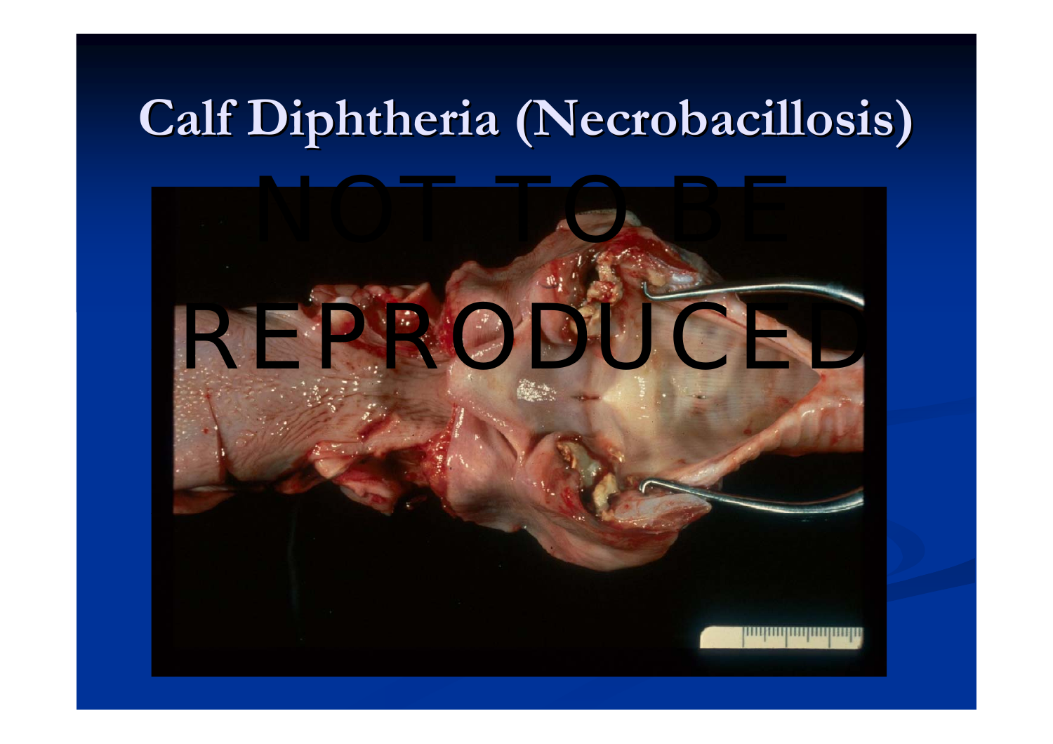# Calf Diphtheria (Necrobacillosis)

NOT TO BE REPRODUCED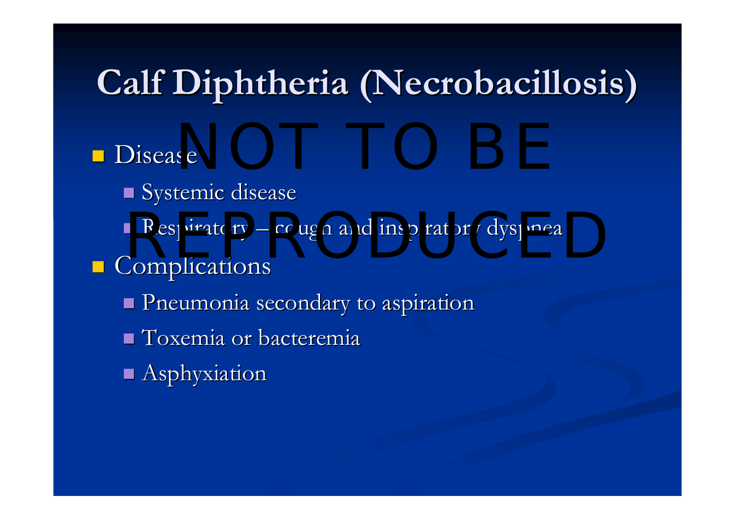# Calf Diphtheria (Necrobacillosis)

- Disease
  - Systemic disease
  - Respiratory – cough and inspiratory dyspnea
- Complications
  - Pneumonia secondary to aspiration
  - Toxemia or bacteremia
  - Asphyxiation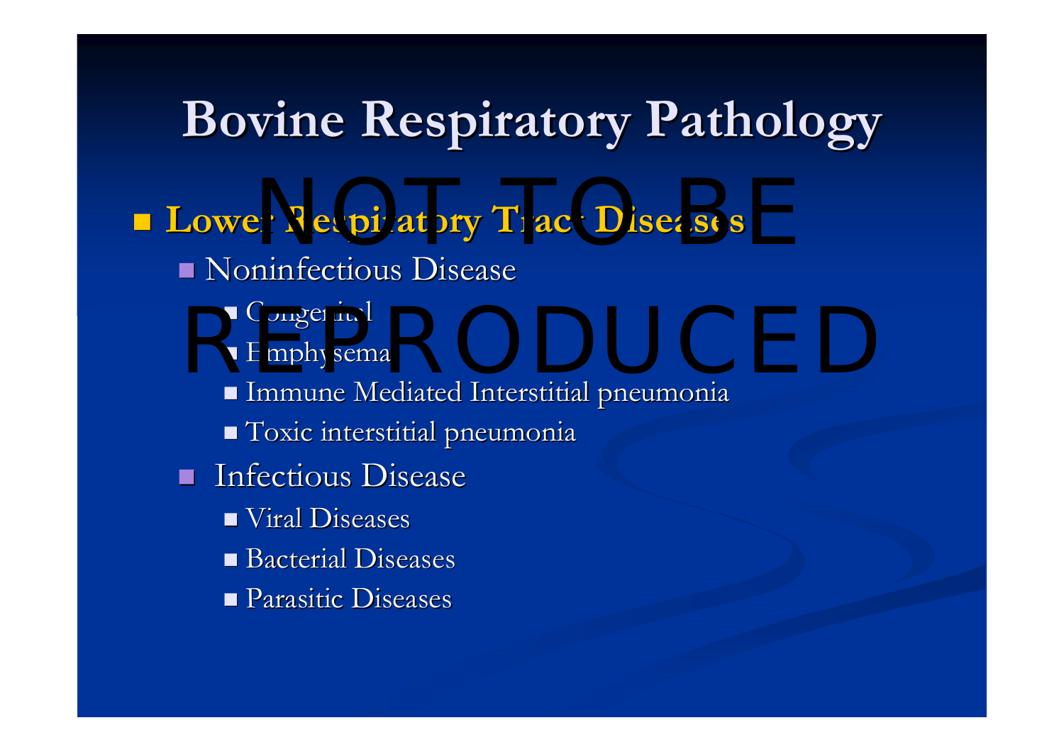# Bovine Respiratory Pathology

NOT TO BE REPRODUCED

- **Lower Respiratory Tract Diseases**
  - Noninfectious Disease
    - Congenital
    - Emphysema
    - Immune Mediated Interstitial pneumonia
    - Toxic interstitial pneumonia
  - Infectious Disease
    - Viral Diseases
    - Bacterial Diseases
    - Parasitic Diseases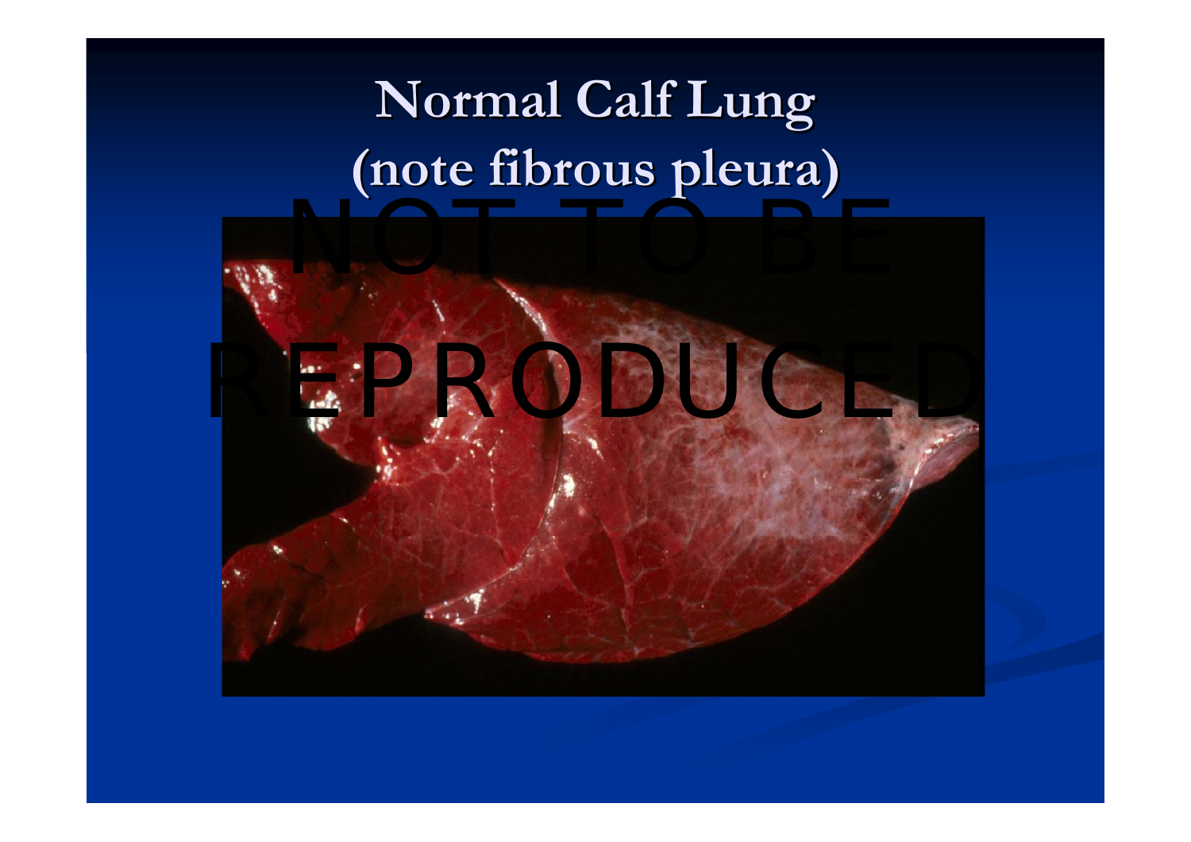# Normal Calf Lung
# (note fibrous pleura)

NOT TO BE REPRODUCED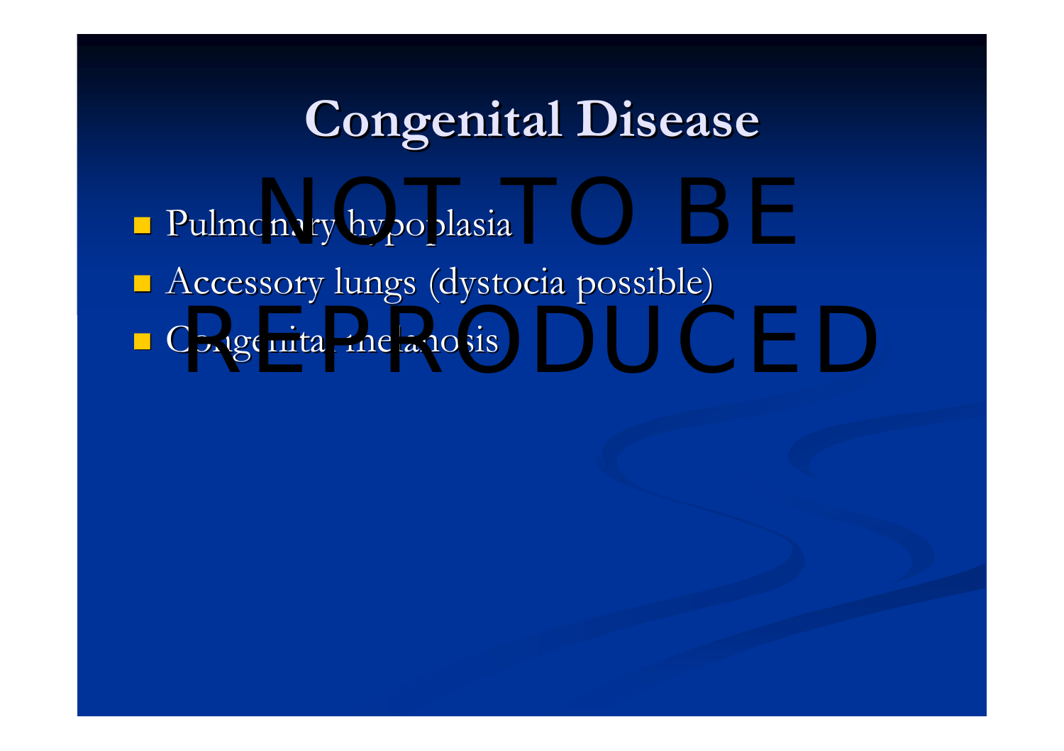# Congenital Disease

- Pulmonary hypoplasia
- Accessory lungs (dystocia possible)
- Congenital melanosis

NOT TO BE REPRODUCED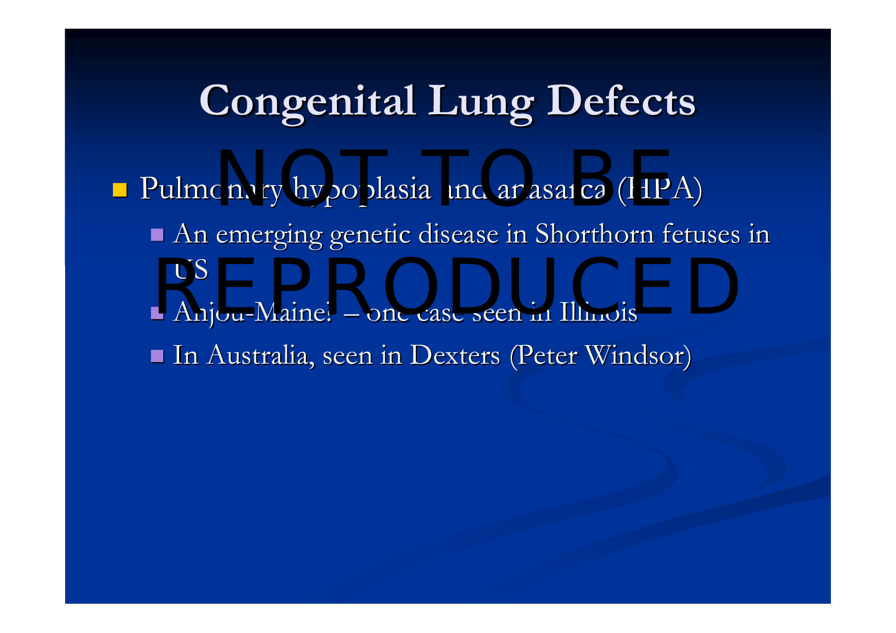# Congenital Lung Defects

- Pulmonary hypoplasia and anasarca (HPA)
  - An emerging genetic disease in Shorthorn fetuses in US
  - Anjou-Maine – one case seen in Illinois
  - In Australia, seen in Dexters (Peter Windsor)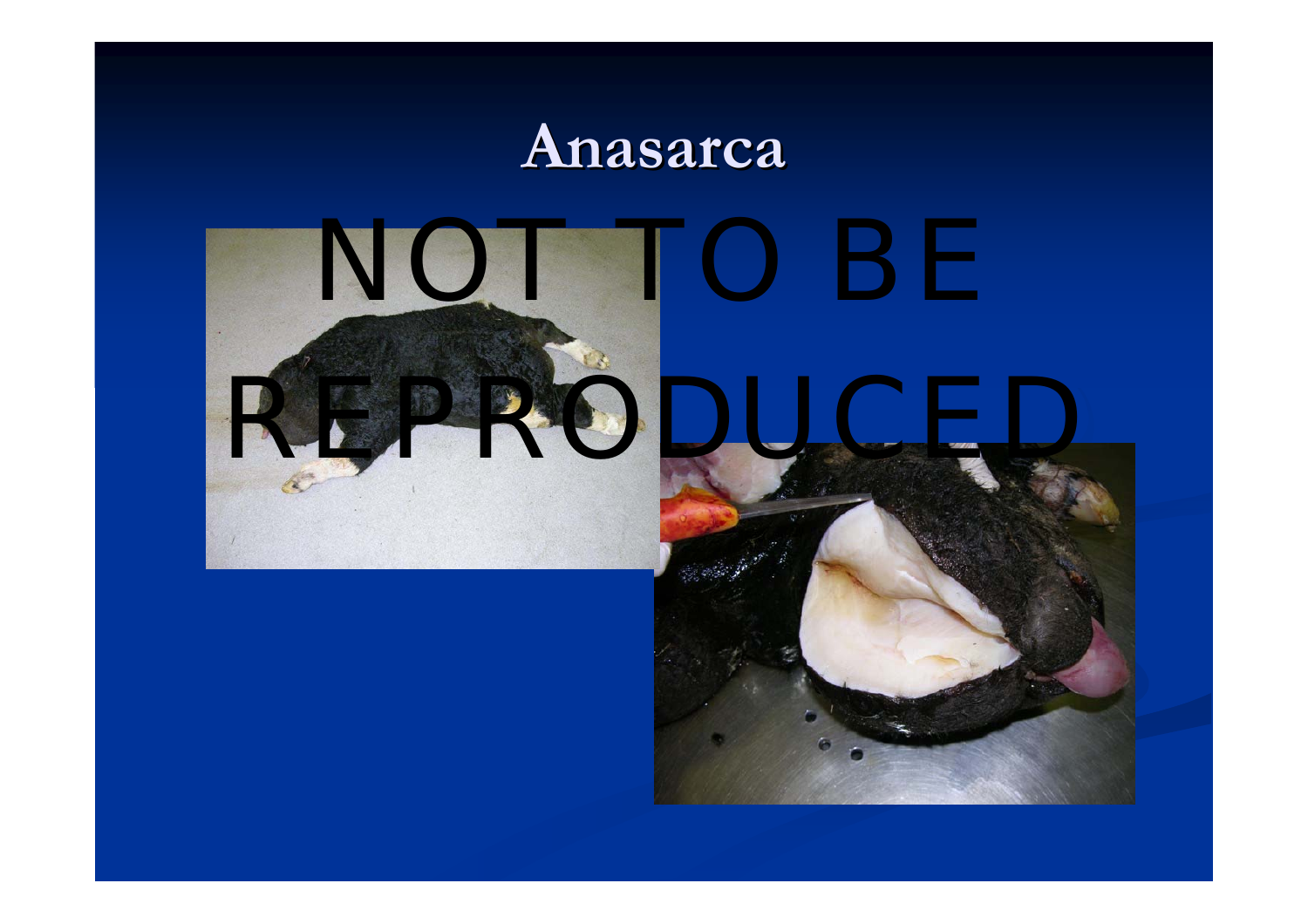# Anasarca

NOT TO BE REPRODUCED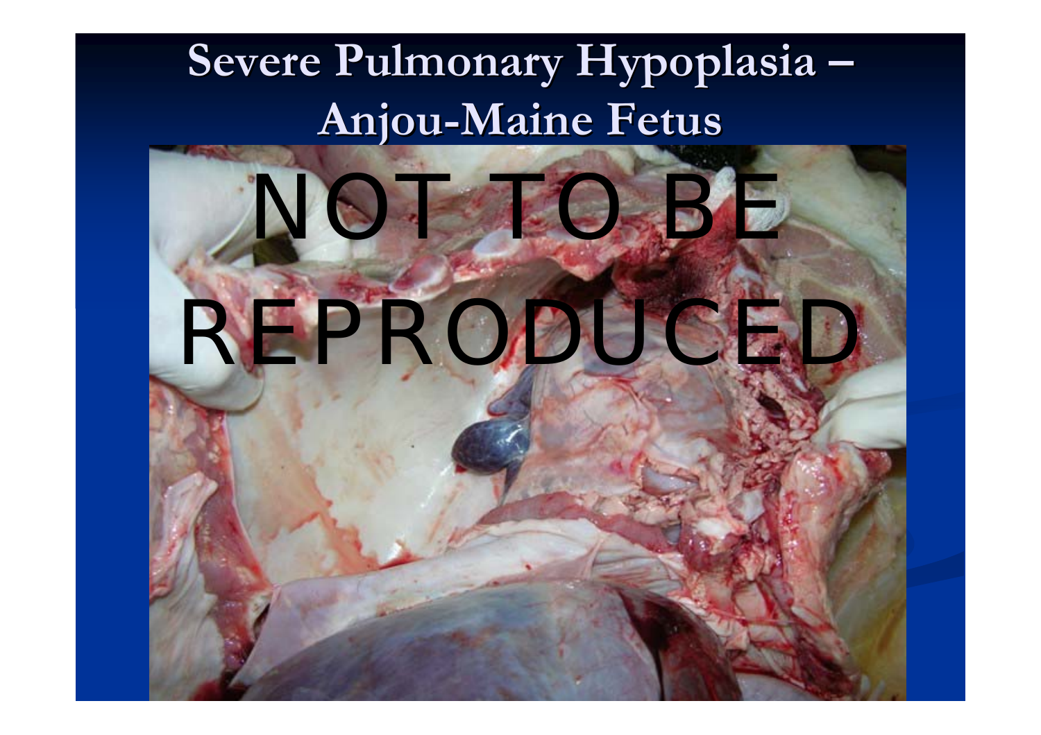# Severe Pulmonary Hypoplasia – Anjou-Maine Fetus

NOT TO BE REPRODUCED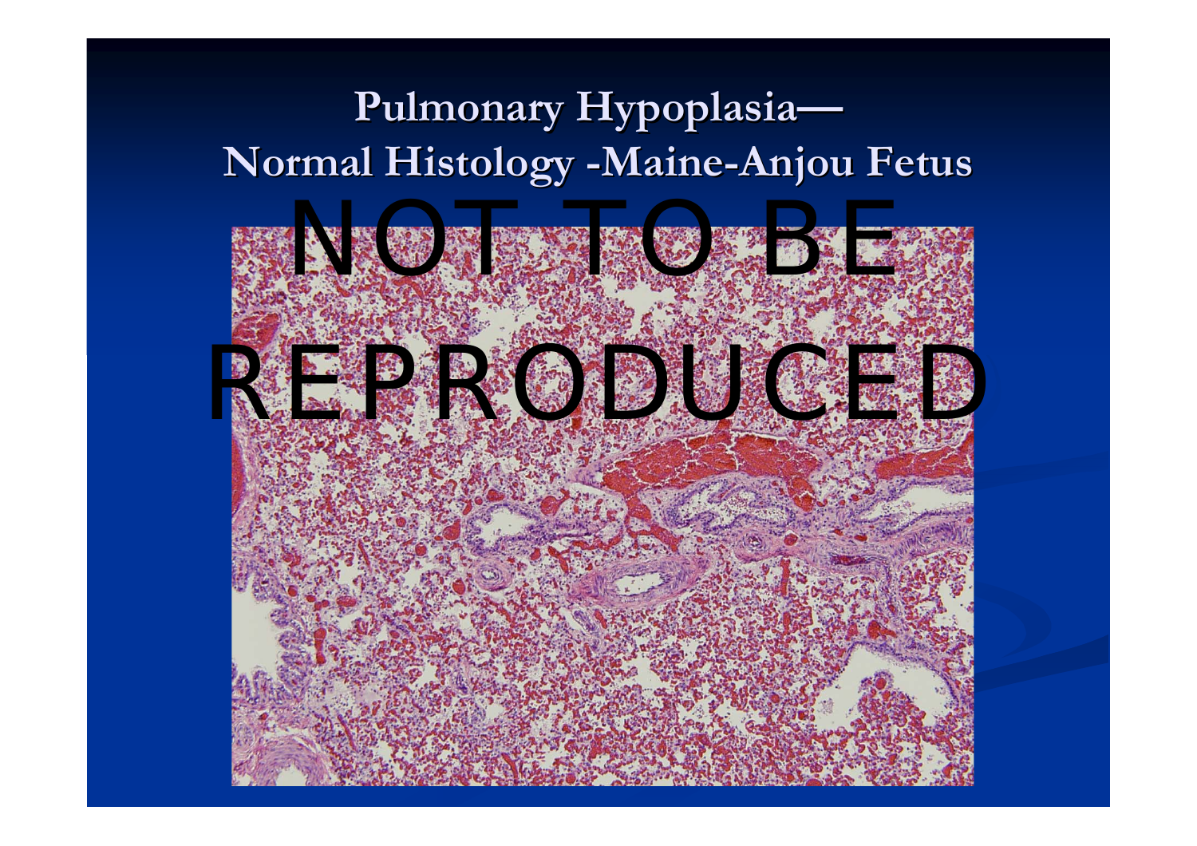# Pulmonary Hypoplasia— Normal Histology -Maine-Anjou Fetus

NOT TO BE REPRODUCED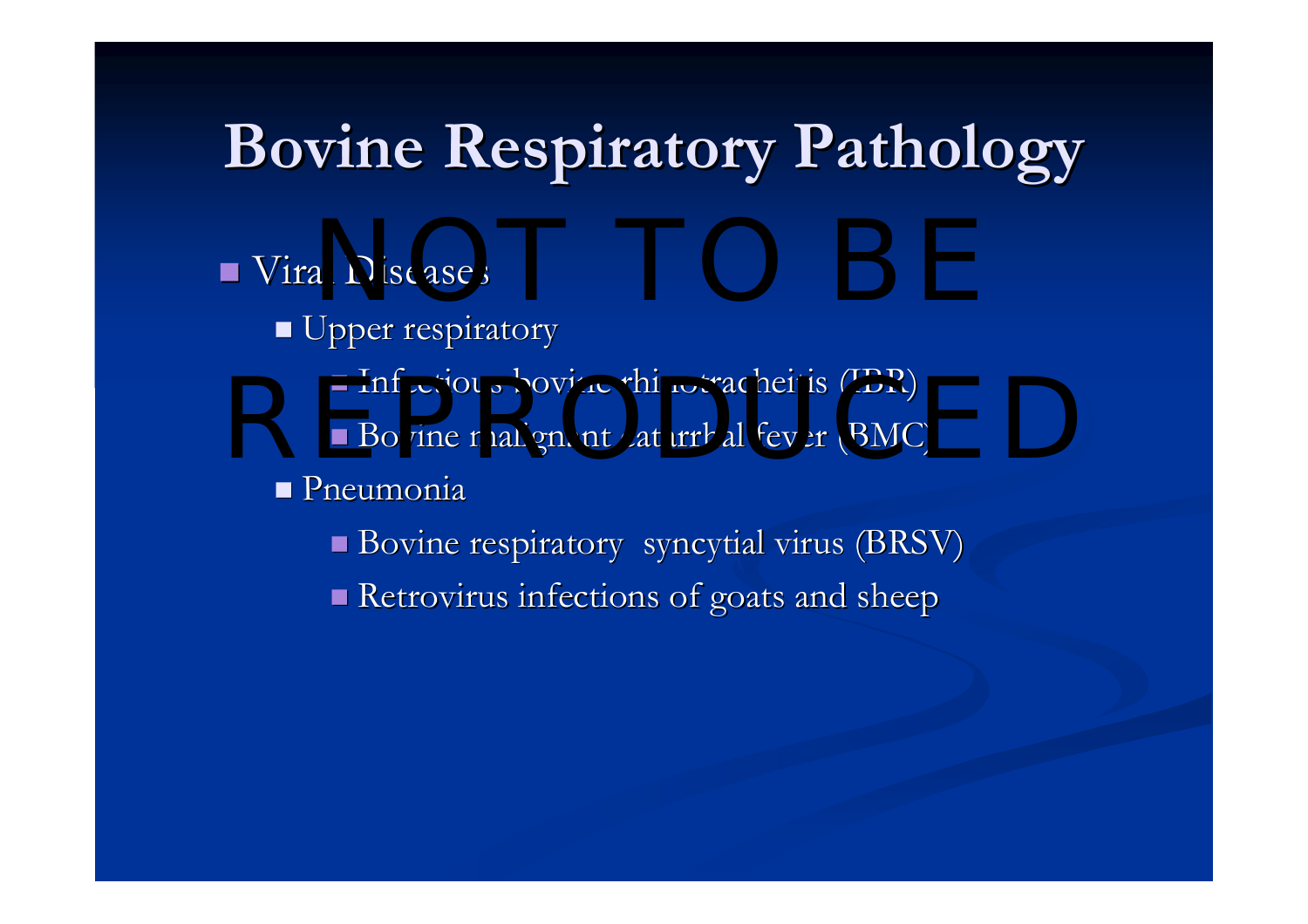# Bovine Respiratory Pathology

NOT TO BE REPRODUCED

- Viral Diseases
  - Upper respiratory
    - Infectious bovine rhinotracheitis (IBR)
    - Bovine malignant catarrhal fever (BMC)
  - Pneumonia
    - Bovine respiratory syncytial virus (BRSV)
    - Retrovirus infections of goats and sheep